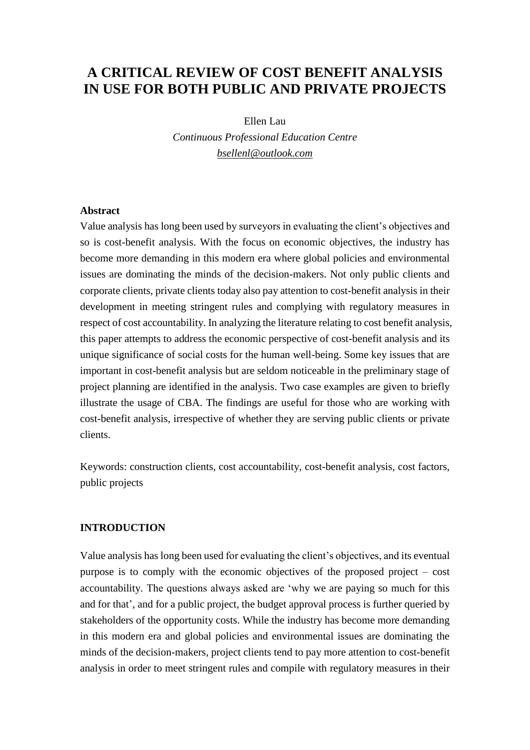# A CRITICAL REVIEW OF COST BENEFIT ANALYSIS IN USE FOR BOTH PUBLIC AND PRIVATE PROJECTS

Ellen Lau

*Continuous Professional Education Centre*

*bsellenl@outlook.com*

**Abstract**

Value analysis has long been used by surveyors in evaluating the client's objectives and so is cost-benefit analysis. With the focus on economic objectives, the industry has become more demanding in this modern era where global policies and environmental issues are dominating the minds of the decision-makers. Not only public clients and corporate clients, private clients today also pay attention to cost-benefit analysis in their development in meeting stringent rules and complying with regulatory measures in respect of cost accountability. In analyzing the literature relating to cost benefit analysis, this paper attempts to address the economic perspective of cost-benefit analysis and its unique significance of social costs for the human well-being. Some key issues that are important in cost-benefit analysis but are seldom noticeable in the preliminary stage of project planning are identified in the analysis. Two case examples are given to briefly illustrate the usage of CBA. The findings are useful for those who are working with cost-benefit analysis, irrespective of whether they are serving public clients or private clients.

Keywords: construction clients, cost accountability, cost-benefit analysis, cost factors, public projects

## INTRODUCTION

Value analysis has long been used for evaluating the client's objectives, and its eventual purpose is to comply with the economic objectives of the proposed project – cost accountability. The questions always asked are 'why we are paying so much for this and for that', and for a public project, the budget approval process is further queried by stakeholders of the opportunity costs. While the industry has become more demanding in this modern era and global policies and environmental issues are dominating the minds of the decision-makers, project clients tend to pay more attention to cost-benefit analysis in order to meet stringent rules and compile with regulatory measures in their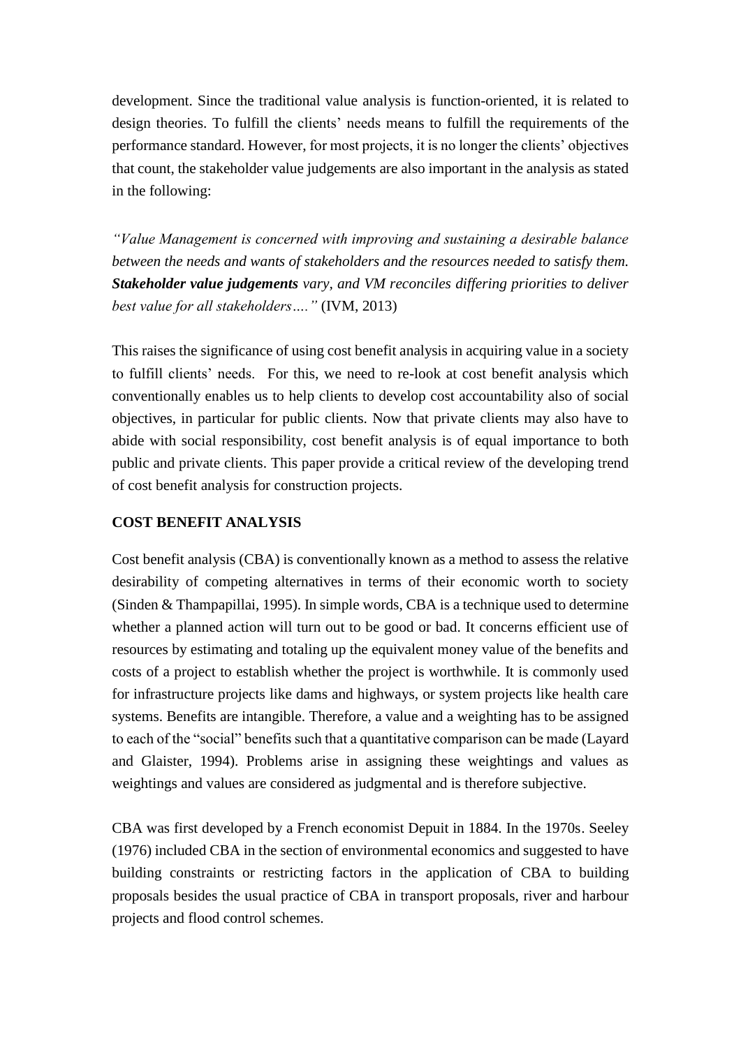development. Since the traditional value analysis is function-oriented, it is related to design theories. To fulfill the clients' needs means to fulfill the requirements of the performance standard. However, for most projects, it is no longer the clients' objectives that count, the stakeholder value judgements are also important in the analysis as stated in the following:

*"Value Management is concerned with improving and sustaining a desirable balance between the needs and wants of stakeholders and the resources needed to satisfy them.* ***Stakeholder value judgements*** *vary, and VM reconciles differing priorities to deliver best value for all stakeholders…."* (IVM, 2013)

This raises the significance of using cost benefit analysis in acquiring value in a society to fulfill clients' needs. For this, we need to re-look at cost benefit analysis which conventionally enables us to help clients to develop cost accountability also of social objectives, in particular for public clients. Now that private clients may also have to abide with social responsibility, cost benefit analysis is of equal importance to both public and private clients. This paper provide a critical review of the developing trend of cost benefit analysis for construction projects.

## COST BENEFIT ANALYSIS

Cost benefit analysis (CBA) is conventionally known as a method to assess the relative desirability of competing alternatives in terms of their economic worth to society (Sinden & Thampapillai, 1995). In simple words, CBA is a technique used to determine whether a planned action will turn out to be good or bad. It concerns efficient use of resources by estimating and totaling up the equivalent money value of the benefits and costs of a project to establish whether the project is worthwhile. It is commonly used for infrastructure projects like dams and highways, or system projects like health care systems. Benefits are intangible. Therefore, a value and a weighting has to be assigned to each of the "social" benefits such that a quantitative comparison can be made (Layard and Glaister, 1994). Problems arise in assigning these weightings and values as weightings and values are considered as judgmental and is therefore subjective.

CBA was first developed by a French economist Depuit in 1884. In the 1970s. Seeley (1976) included CBA in the section of environmental economics and suggested to have building constraints or restricting factors in the application of CBA to building proposals besides the usual practice of CBA in transport proposals, river and harbour projects and flood control schemes.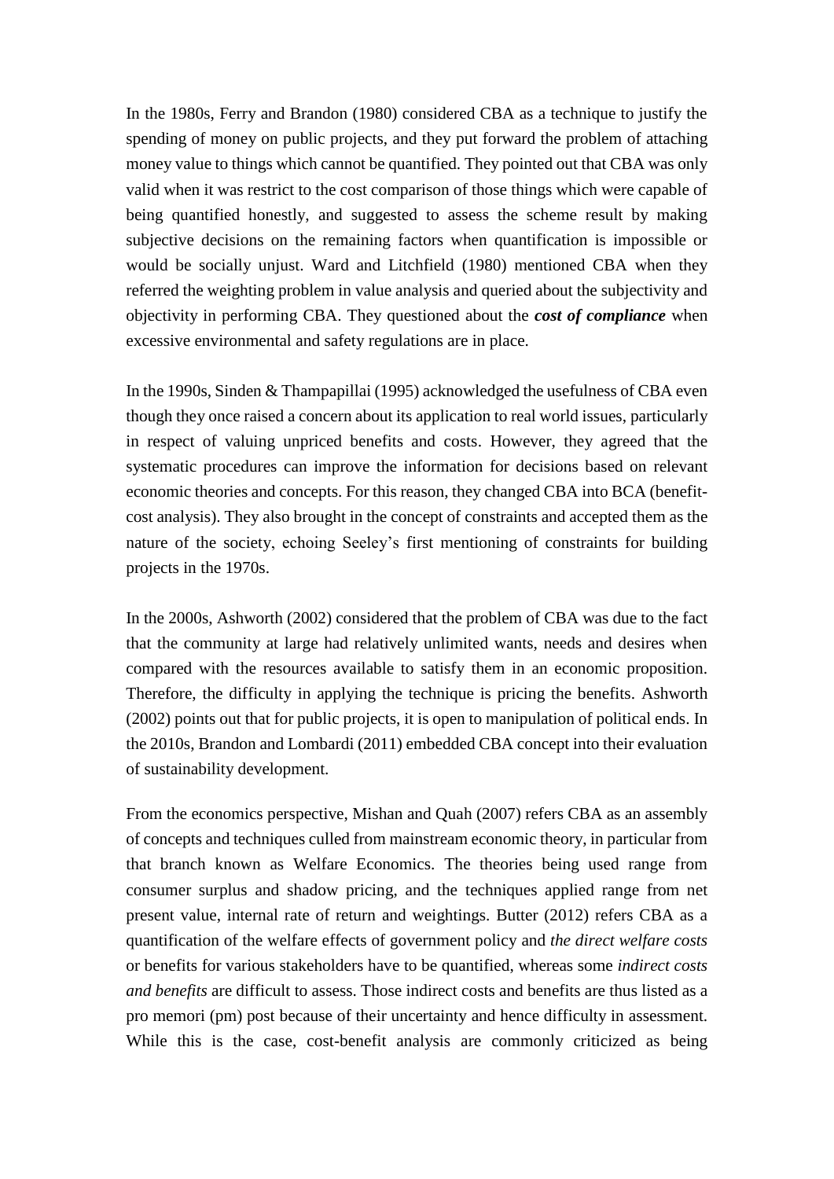In the 1980s, Ferry and Brandon (1980) considered CBA as a technique to justify the spending of money on public projects, and they put forward the problem of attaching money value to things which cannot be quantified. They pointed out that CBA was only valid when it was restrict to the cost comparison of those things which were capable of being quantified honestly, and suggested to assess the scheme result by making subjective decisions on the remaining factors when quantification is impossible or would be socially unjust. Ward and Litchfield (1980) mentioned CBA when they referred the weighting problem in value analysis and queried about the subjectivity and objectivity in performing CBA. They questioned about the ***cost of compliance*** when excessive environmental and safety regulations are in place.

In the 1990s, Sinden & Thampapillai (1995) acknowledged the usefulness of CBA even though they once raised a concern about its application to real world issues, particularly in respect of valuing unpriced benefits and costs. However, they agreed that the systematic procedures can improve the information for decisions based on relevant economic theories and concepts. For this reason, they changed CBA into BCA (benefit-cost analysis). They also brought in the concept of constraints and accepted them as the nature of the society, echoing Seeley's first mentioning of constraints for building projects in the 1970s.

In the 2000s, Ashworth (2002) considered that the problem of CBA was due to the fact that the community at large had relatively unlimited wants, needs and desires when compared with the resources available to satisfy them in an economic proposition. Therefore, the difficulty in applying the technique is pricing the benefits. Ashworth (2002) points out that for public projects, it is open to manipulation of political ends. In the 2010s, Brandon and Lombardi (2011) embedded CBA concept into their evaluation of sustainability development.

From the economics perspective, Mishan and Quah (2007) refers CBA as an assembly of concepts and techniques culled from mainstream economic theory, in particular from that branch known as Welfare Economics. The theories being used range from consumer surplus and shadow pricing, and the techniques applied range from net present value, internal rate of return and weightings. Butter (2012) refers CBA as a quantification of the welfare effects of government policy and *the direct welfare costs* or benefits for various stakeholders have to be quantified, whereas some *indirect costs and benefits* are difficult to assess. Those indirect costs and benefits are thus listed as a pro memori (pm) post because of their uncertainty and hence difficulty in assessment. While this is the case, cost-benefit analysis are commonly criticized as being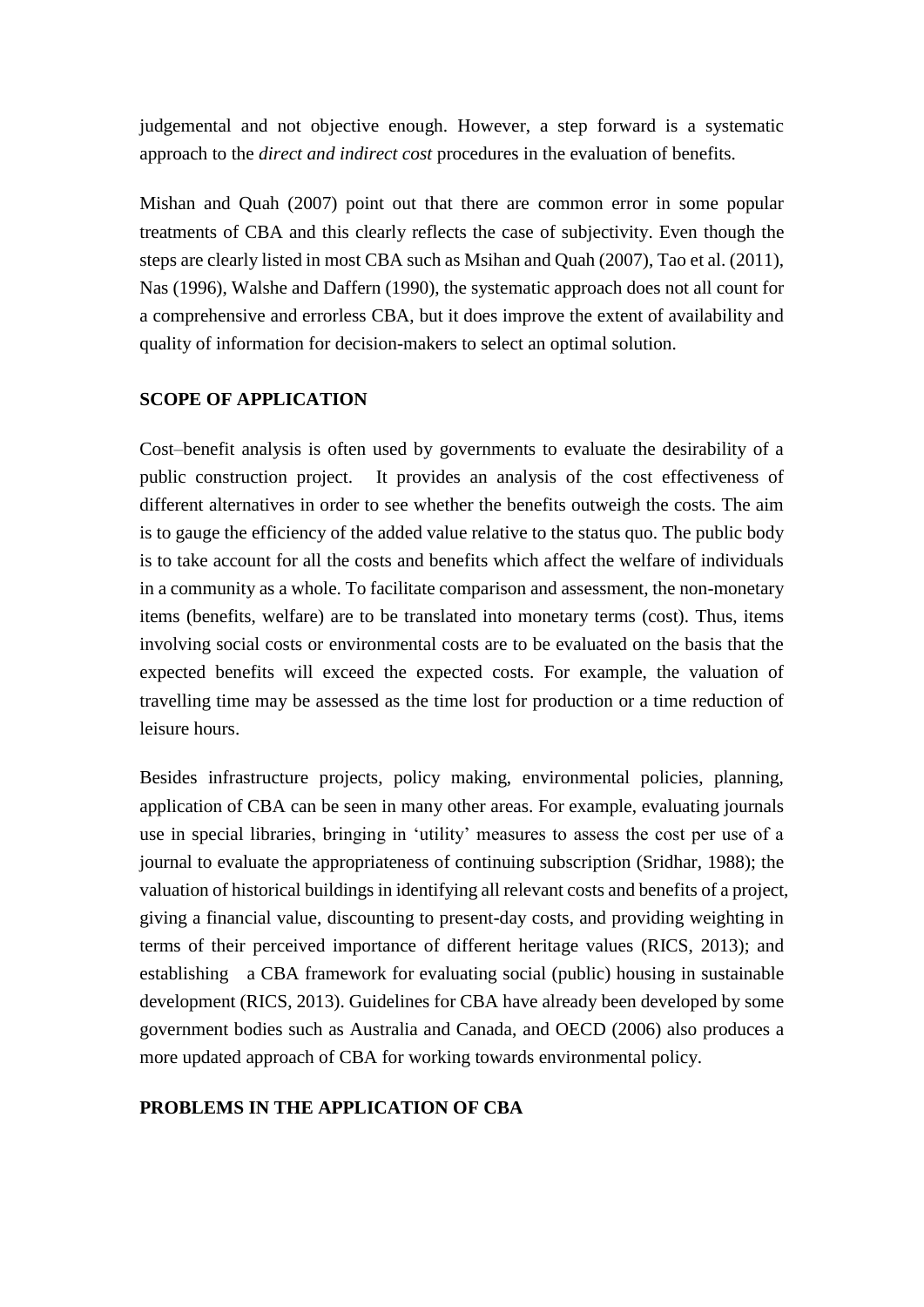judgemental and not objective enough. However, a step forward is a systematic approach to the *direct and indirect cost* procedures in the evaluation of benefits.

Mishan and Quah (2007) point out that there are common error in some popular treatments of CBA and this clearly reflects the case of subjectivity. Even though the steps are clearly listed in most CBA such as Msihan and Quah (2007), Tao et al. (2011), Nas (1996), Walshe and Daffern (1990), the systematic approach does not all count for a comprehensive and errorless CBA, but it does improve the extent of availability and quality of information for decision-makers to select an optimal solution.

## SCOPE OF APPLICATION

Cost–benefit analysis is often used by governments to evaluate the desirability of a public construction project. It provides an analysis of the cost effectiveness of different alternatives in order to see whether the benefits outweigh the costs. The aim is to gauge the efficiency of the added value relative to the status quo. The public body is to take account for all the costs and benefits which affect the welfare of individuals in a community as a whole. To facilitate comparison and assessment, the non-monetary items (benefits, welfare) are to be translated into monetary terms (cost). Thus, items involving social costs or environmental costs are to be evaluated on the basis that the expected benefits will exceed the expected costs. For example, the valuation of travelling time may be assessed as the time lost for production or a time reduction of leisure hours.

Besides infrastructure projects, policy making, environmental policies, planning, application of CBA can be seen in many other areas. For example, evaluating journals use in special libraries, bringing in 'utility' measures to assess the cost per use of a journal to evaluate the appropriateness of continuing subscription (Sridhar, 1988); the valuation of historical buildings in identifying all relevant costs and benefits of a project, giving a financial value, discounting to present-day costs, and providing weighting in terms of their perceived importance of different heritage values (RICS, 2013); and establishing a CBA framework for evaluating social (public) housing in sustainable development (RICS, 2013). Guidelines for CBA have already been developed by some government bodies such as Australia and Canada, and OECD (2006) also produces a more updated approach of CBA for working towards environmental policy.

## PROBLEMS IN THE APPLICATION OF CBA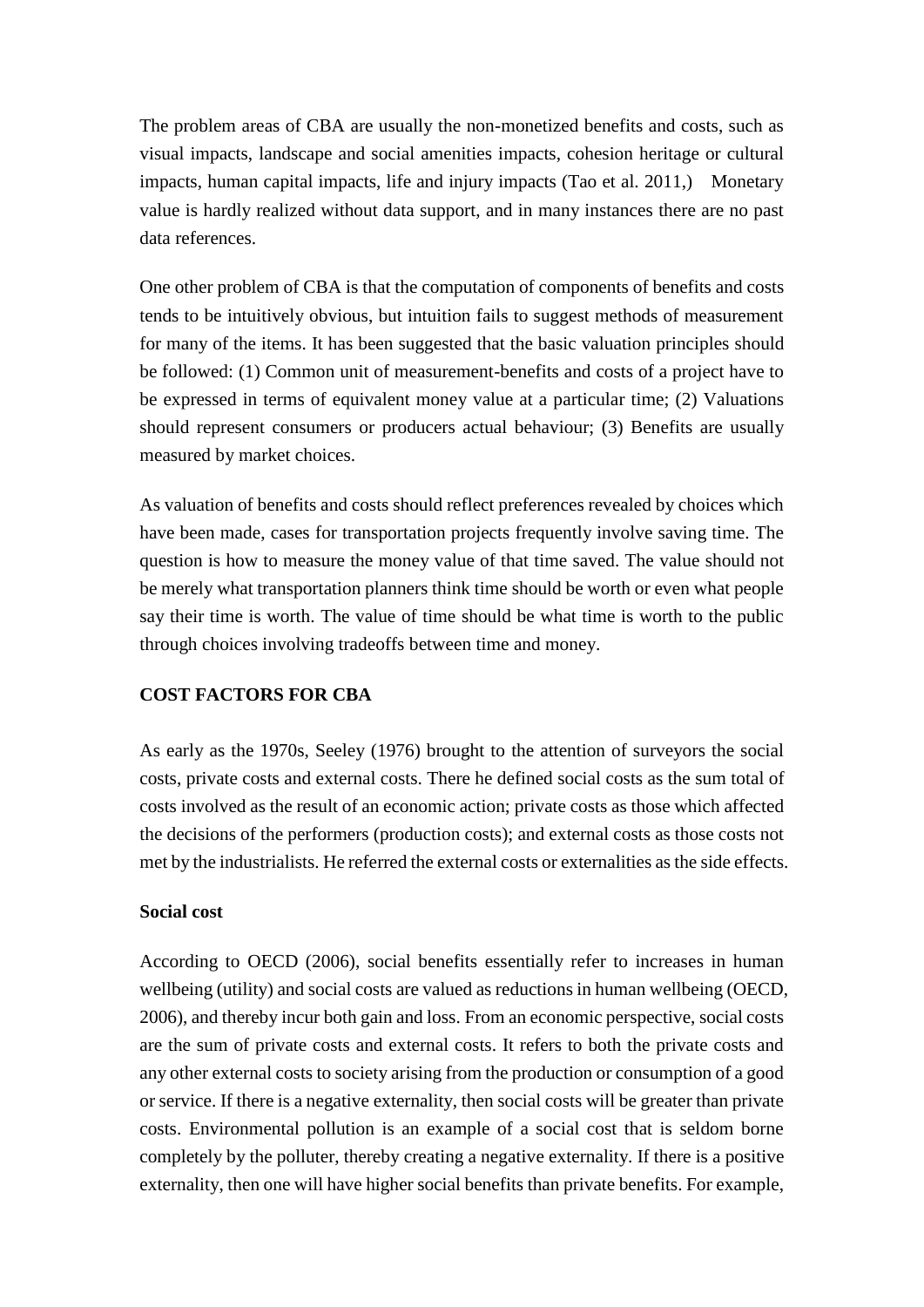The problem areas of CBA are usually the non-monetized benefits and costs, such as visual impacts, landscape and social amenities impacts, cohesion heritage or cultural impacts, human capital impacts, life and injury impacts (Tao et al. 2011,) Monetary value is hardly realized without data support, and in many instances there are no past data references.

One other problem of CBA is that the computation of components of benefits and costs tends to be intuitively obvious, but intuition fails to suggest methods of measurement for many of the items. It has been suggested that the basic valuation principles should be followed: (1) Common unit of measurement-benefits and costs of a project have to be expressed in terms of equivalent money value at a particular time; (2) Valuations should represent consumers or producers actual behaviour; (3) Benefits are usually measured by market choices.

As valuation of benefits and costs should reflect preferences revealed by choices which have been made, cases for transportation projects frequently involve saving time. The question is how to measure the money value of that time saved. The value should not be merely what transportation planners think time should be worth or even what people say their time is worth. The value of time should be what time is worth to the public through choices involving tradeoffs between time and money.

## COST FACTORS FOR CBA

As early as the 1970s, Seeley (1976) brought to the attention of surveyors the social costs, private costs and external costs. There he defined social costs as the sum total of costs involved as the result of an economic action; private costs as those which affected the decisions of the performers (production costs); and external costs as those costs not met by the industrialists. He referred the external costs or externalities as the side effects.

### Social cost

According to OECD (2006), social benefits essentially refer to increases in human wellbeing (utility) and social costs are valued as reductions in human wellbeing (OECD, 2006), and thereby incur both gain and loss. From an economic perspective, social costs are the sum of private costs and external costs. It refers to both the private costs and any other external costs to society arising from the production or consumption of a good or service. If there is a negative externality, then social costs will be greater than private costs. Environmental pollution is an example of a social cost that is seldom borne completely by the polluter, thereby creating a negative externality. If there is a positive externality, then one will have higher social benefits than private benefits. For example,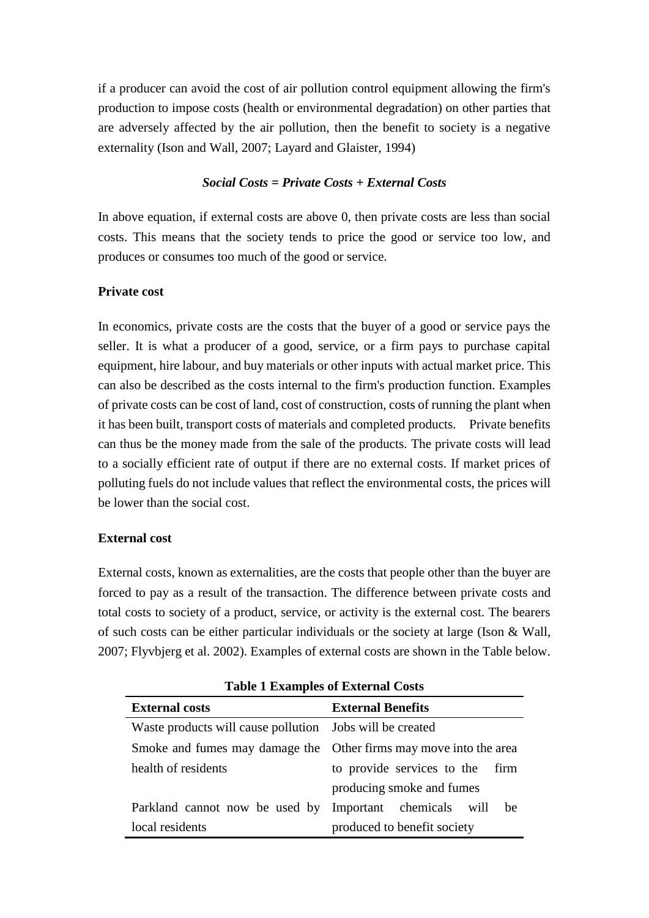if a producer can avoid the cost of air pollution control equipment allowing the firm's production to impose costs (health or environmental degradation) on other parties that are adversely affected by the air pollution, then the benefit to society is a negative externality (Ison and Wall, 2007; Layard and Glaister, 1994)

***Social Costs = Private Costs + External Costs***

In above equation, if external costs are above 0, then private costs are less than social costs. This means that the society tends to price the good or service too low, and produces or consumes too much of the good or service.

**Private cost**

In economics, private costs are the costs that the buyer of a good or service pays the seller. It is what a producer of a good, service, or a firm pays to purchase capital equipment, hire labour, and buy materials or other inputs with actual market price. This can also be described as the costs internal to the firm's production function. Examples of private costs can be cost of land, cost of construction, costs of running the plant when it has been built, transport costs of materials and completed products. Private benefits can thus be the money made from the sale of the products. The private costs will lead to a socially efficient rate of output if there are no external costs. If market prices of polluting fuels do not include values that reflect the environmental costs, the prices will be lower than the social cost.

**External cost**

External costs, known as externalities, are the costs that people other than the buyer are forced to pay as a result of the transaction. The difference between private costs and total costs to society of a product, service, or activity is the external cost. The bearers of such costs can be either particular individuals or the society at large (Ison & Wall, 2007; Flyvbjerg et al. 2002). Examples of external costs are shown in the Table below.

**Table 1 Examples of External Costs**

| External costs | External Benefits |
|---|---|
| Waste products will cause pollution | Jobs will be created |
| Smoke and fumes may damage the health of residents | Other firms may move into the area to provide services to the firm producing smoke and fumes |
| Parkland cannot now be used by local residents | Important chemicals will be produced to benefit society |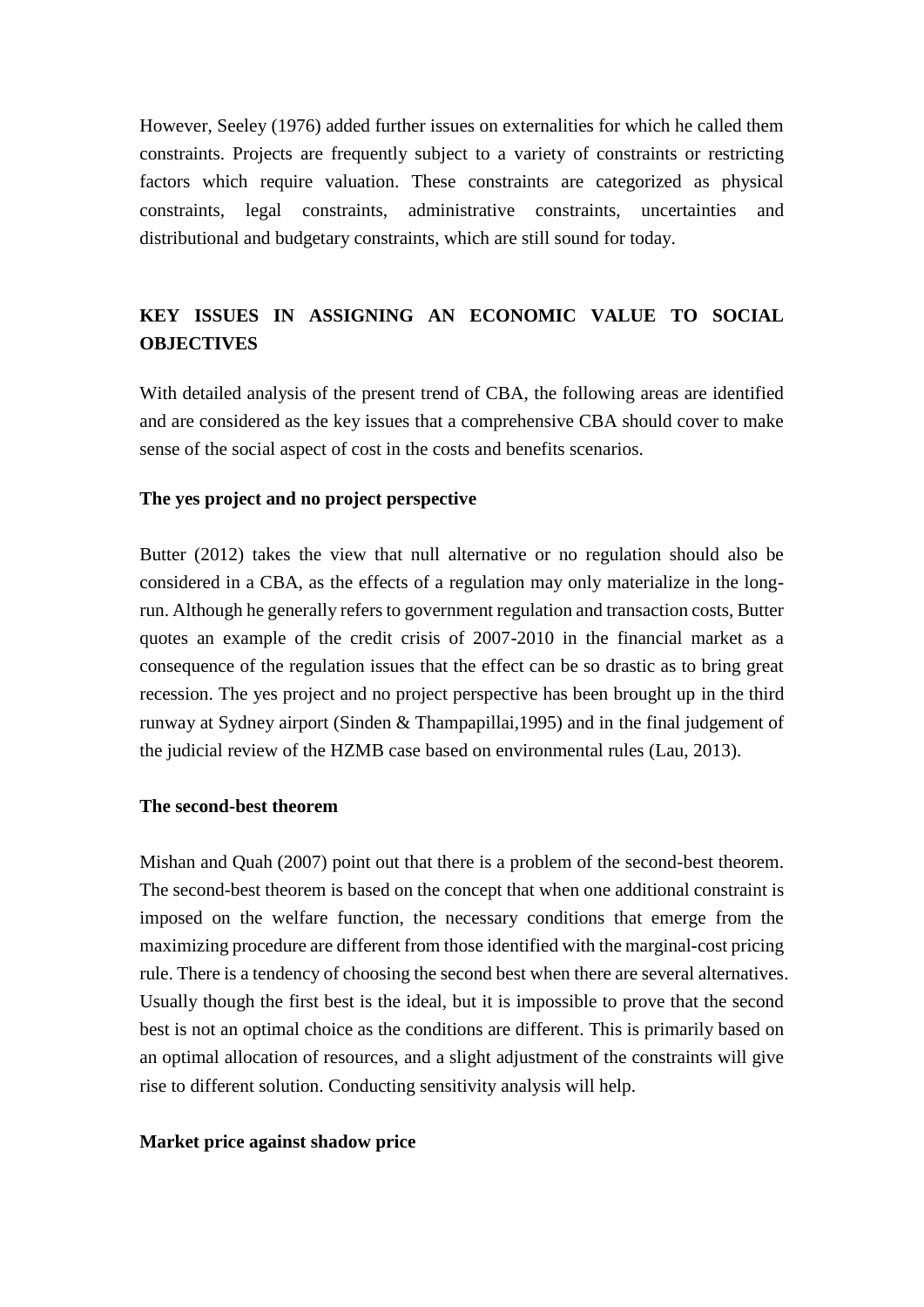However, Seeley (1976) added further issues on externalities for which he called them constraints. Projects are frequently subject to a variety of constraints or restricting factors which require valuation. These constraints are categorized as physical constraints, legal constraints, administrative constraints, uncertainties and distributional and budgetary constraints, which are still sound for today.

## KEY ISSUES IN ASSIGNING AN ECONOMIC VALUE TO SOCIAL OBJECTIVES

With detailed analysis of the present trend of CBA, the following areas are identified and are considered as the key issues that a comprehensive CBA should cover to make sense of the social aspect of cost in the costs and benefits scenarios.

### The yes project and no project perspective

Butter (2012) takes the view that null alternative or no regulation should also be considered in a CBA, as the effects of a regulation may only materialize in the long-run. Although he generally refers to government regulation and transaction costs, Butter quotes an example of the credit crisis of 2007-2010 in the financial market as a consequence of the regulation issues that the effect can be so drastic as to bring great recession. The yes project and no project perspective has been brought up in the third runway at Sydney airport (Sinden & Thampapillai,1995) and in the final judgement of the judicial review of the HZMB case based on environmental rules (Lau, 2013).

### The second-best theorem

Mishan and Quah (2007) point out that there is a problem of the second-best theorem. The second-best theorem is based on the concept that when one additional constraint is imposed on the welfare function, the necessary conditions that emerge from the maximizing procedure are different from those identified with the marginal-cost pricing rule. There is a tendency of choosing the second best when there are several alternatives. Usually though the first best is the ideal, but it is impossible to prove that the second best is not an optimal choice as the conditions are different. This is primarily based on an optimal allocation of resources, and a slight adjustment of the constraints will give rise to different solution. Conducting sensitivity analysis will help.

### Market price against shadow price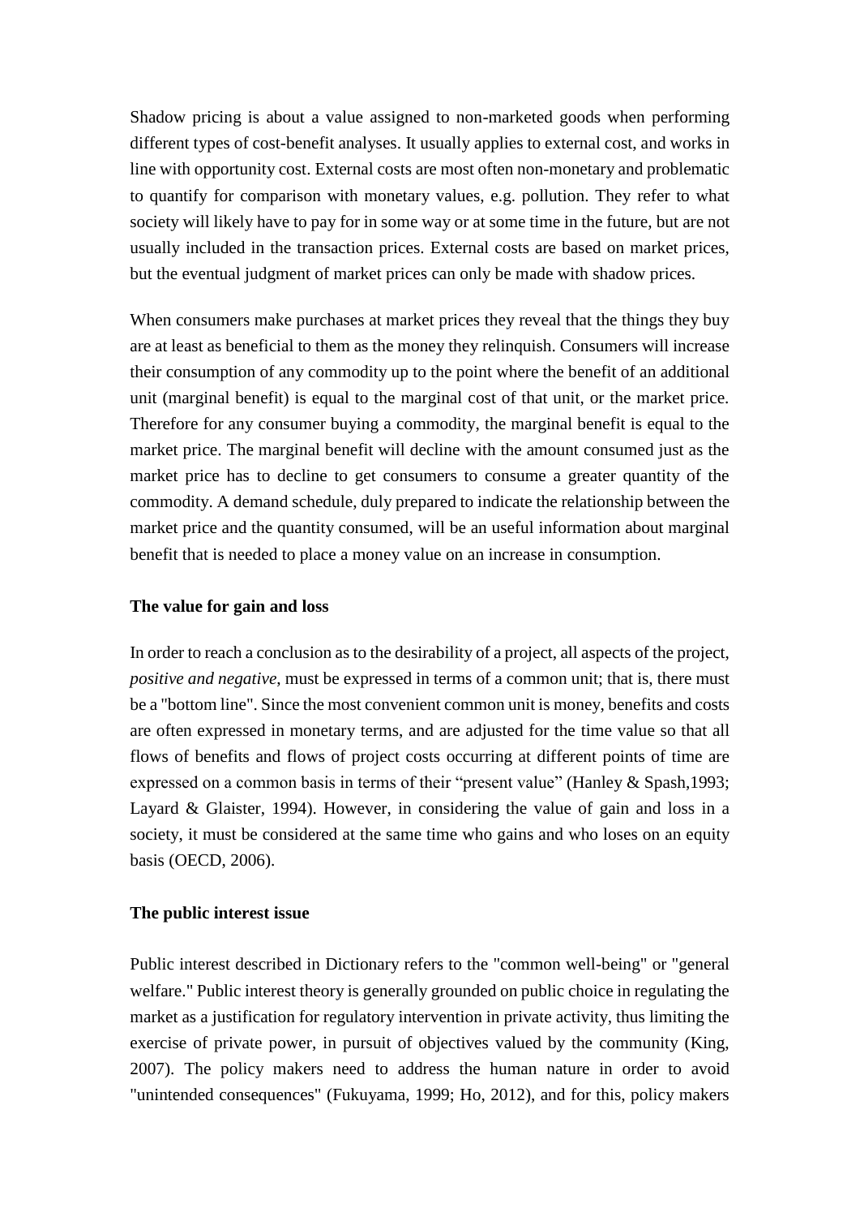Shadow pricing is about a value assigned to non-marketed goods when performing different types of cost-benefit analyses. It usually applies to external cost, and works in line with opportunity cost. External costs are most often non-monetary and problematic to quantify for comparison with monetary values, e.g. pollution. They refer to what society will likely have to pay for in some way or at some time in the future, but are not usually included in the transaction prices. External costs are based on market prices, but the eventual judgment of market prices can only be made with shadow prices.

When consumers make purchases at market prices they reveal that the things they buy are at least as beneficial to them as the money they relinquish. Consumers will increase their consumption of any commodity up to the point where the benefit of an additional unit (marginal benefit) is equal to the marginal cost of that unit, or the market price. Therefore for any consumer buying a commodity, the marginal benefit is equal to the market price. The marginal benefit will decline with the amount consumed just as the market price has to decline to get consumers to consume a greater quantity of the commodity. A demand schedule, duly prepared to indicate the relationship between the market price and the quantity consumed, will be an useful information about marginal benefit that is needed to place a money value on an increase in consumption.

**The value for gain and loss**

In order to reach a conclusion as to the desirability of a project, all aspects of the project, *positive and negative*, must be expressed in terms of a common unit; that is, there must be a "bottom line". Since the most convenient common unit is money, benefits and costs are often expressed in monetary terms, and are adjusted for the time value so that all flows of benefits and flows of project costs occurring at different points of time are expressed on a common basis in terms of their "present value" (Hanley & Spash,1993; Layard & Glaister, 1994). However, in considering the value of gain and loss in a society, it must be considered at the same time who gains and who loses on an equity basis (OECD, 2006).

**The public interest issue**

Public interest described in Dictionary refers to the "common well-being" or "general welfare." Public interest theory is generally grounded on public choice in regulating the market as a justification for regulatory intervention in private activity, thus limiting the exercise of private power, in pursuit of objectives valued by the community (King, 2007). The policy makers need to address the human nature in order to avoid "unintended consequences" (Fukuyama, 1999; Ho, 2012), and for this, policy makers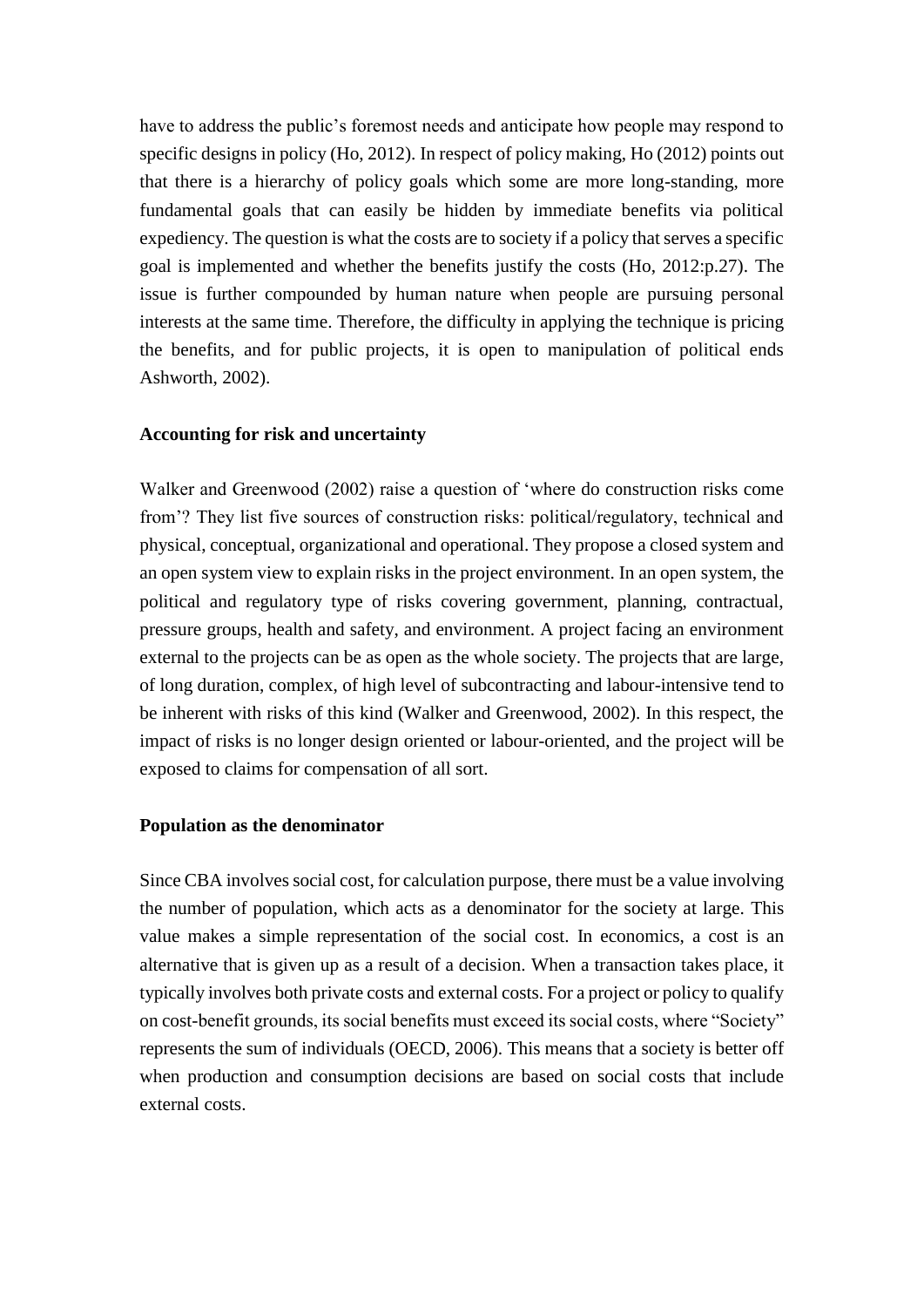have to address the public's foremost needs and anticipate how people may respond to specific designs in policy (Ho, 2012). In respect of policy making, Ho (2012) points out that there is a hierarchy of policy goals which some are more long-standing, more fundamental goals that can easily be hidden by immediate benefits via political expediency. The question is what the costs are to society if a policy that serves a specific goal is implemented and whether the benefits justify the costs (Ho, 2012:p.27). The issue is further compounded by human nature when people are pursuing personal interests at the same time. Therefore, the difficulty in applying the technique is pricing the benefits, and for public projects, it is open to manipulation of political ends Ashworth, 2002).

**Accounting for risk and uncertainty**

Walker and Greenwood (2002) raise a question of 'where do construction risks come from'? They list five sources of construction risks: political/regulatory, technical and physical, conceptual, organizational and operational. They propose a closed system and an open system view to explain risks in the project environment. In an open system, the political and regulatory type of risks covering government, planning, contractual, pressure groups, health and safety, and environment. A project facing an environment external to the projects can be as open as the whole society. The projects that are large, of long duration, complex, of high level of subcontracting and labour-intensive tend to be inherent with risks of this kind (Walker and Greenwood, 2002). In this respect, the impact of risks is no longer design oriented or labour-oriented, and the project will be exposed to claims for compensation of all sort.

**Population as the denominator**

Since CBA involves social cost, for calculation purpose, there must be a value involving the number of population, which acts as a denominator for the society at large. This value makes a simple representation of the social cost. In economics, a cost is an alternative that is given up as a result of a decision. When a transaction takes place, it typically involves both private costs and external costs. For a project or policy to qualify on cost-benefit grounds, its social benefits must exceed its social costs, where "Society" represents the sum of individuals (OECD, 2006). This means that a society is better off when production and consumption decisions are based on social costs that include external costs.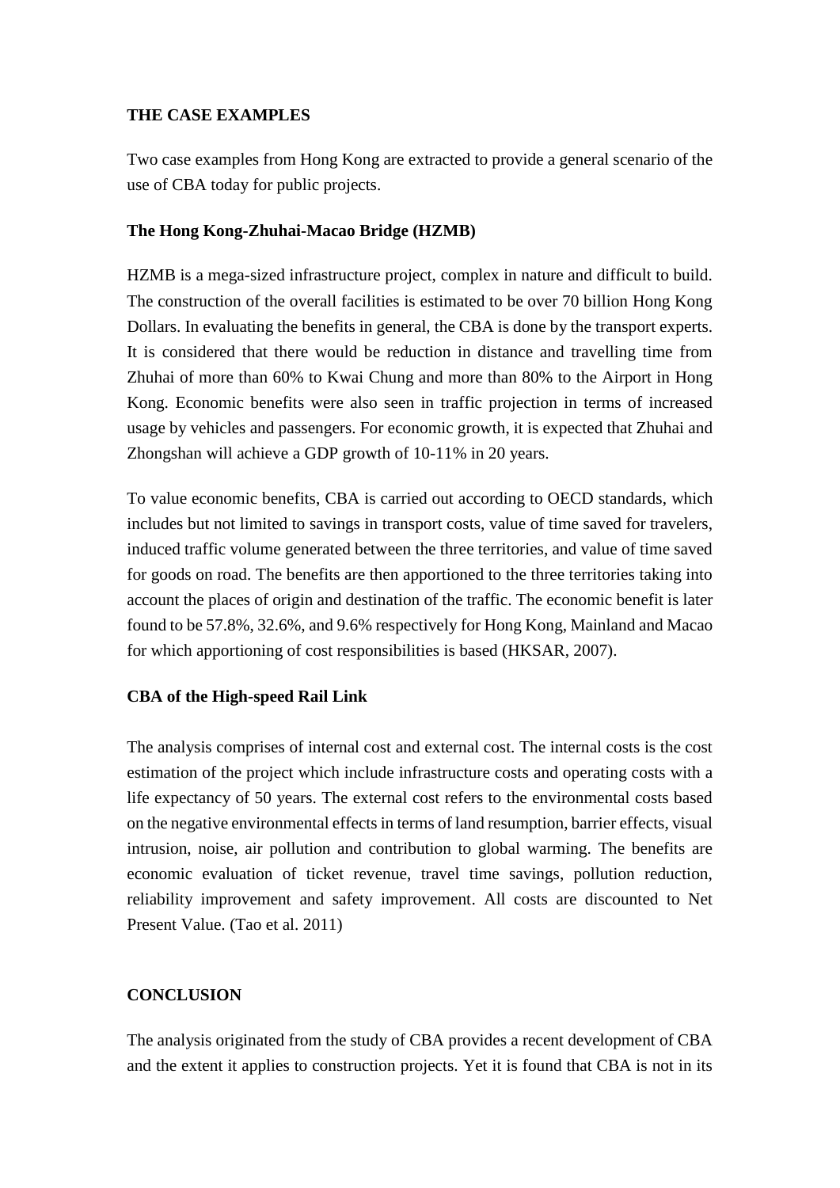## THE CASE EXAMPLES

Two case examples from Hong Kong are extracted to provide a general scenario of the use of CBA today for public projects.

### The Hong Kong-Zhuhai-Macao Bridge (HZMB)

HZMB is a mega-sized infrastructure project, complex in nature and difficult to build. The construction of the overall facilities is estimated to be over 70 billion Hong Kong Dollars. In evaluating the benefits in general, the CBA is done by the transport experts. It is considered that there would be reduction in distance and travelling time from Zhuhai of more than 60% to Kwai Chung and more than 80% to the Airport in Hong Kong. Economic benefits were also seen in traffic projection in terms of increased usage by vehicles and passengers. For economic growth, it is expected that Zhuhai and Zhongshan will achieve a GDP growth of 10-11% in 20 years.

To value economic benefits, CBA is carried out according to OECD standards, which includes but not limited to savings in transport costs, value of time saved for travelers, induced traffic volume generated between the three territories, and value of time saved for goods on road. The benefits are then apportioned to the three territories taking into account the places of origin and destination of the traffic. The economic benefit is later found to be 57.8%, 32.6%, and 9.6% respectively for Hong Kong, Mainland and Macao for which apportioning of cost responsibilities is based (HKSAR, 2007).

### CBA of the High-speed Rail Link

The analysis comprises of internal cost and external cost. The internal costs is the cost estimation of the project which include infrastructure costs and operating costs with a life expectancy of 50 years. The external cost refers to the environmental costs based on the negative environmental effects in terms of land resumption, barrier effects, visual intrusion, noise, air pollution and contribution to global warming. The benefits are economic evaluation of ticket revenue, travel time savings, pollution reduction, reliability improvement and safety improvement. All costs are discounted to Net Present Value. (Tao et al. 2011)

## CONCLUSION

The analysis originated from the study of CBA provides a recent development of CBA and the extent it applies to construction projects. Yet it is found that CBA is not in its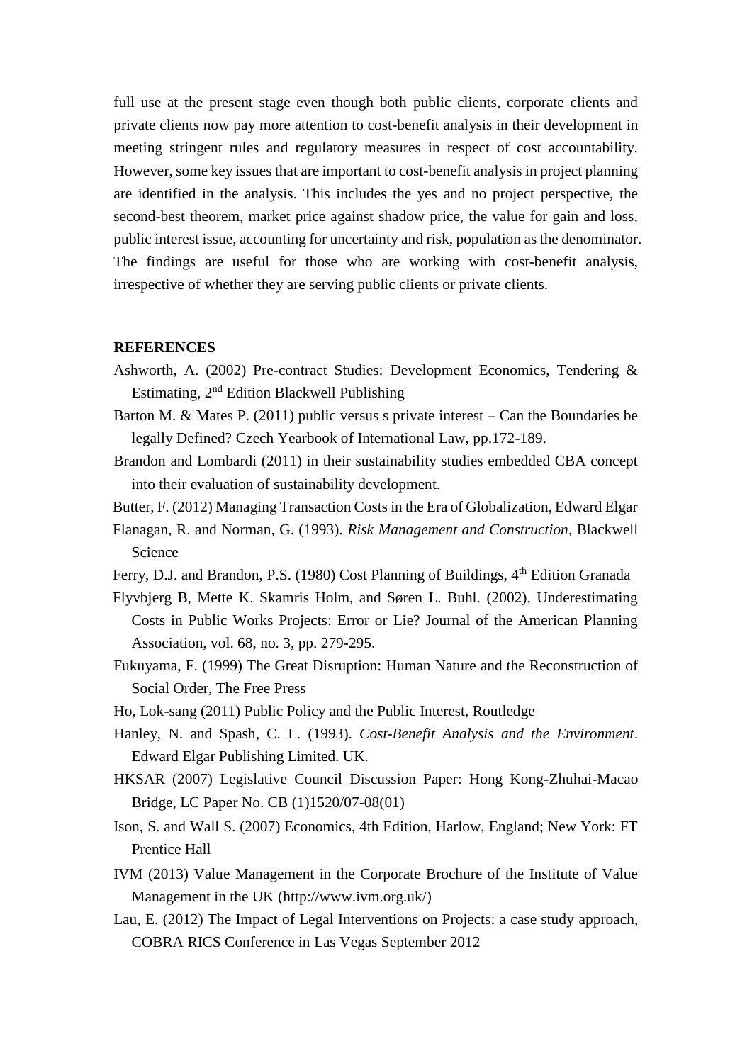full use at the present stage even though both public clients, corporate clients and private clients now pay more attention to cost-benefit analysis in their development in meeting stringent rules and regulatory measures in respect of cost accountability. However, some key issues that are important to cost-benefit analysis in project planning are identified in the analysis. This includes the yes and no project perspective, the second-best theorem, market price against shadow price, the value for gain and loss, public interest issue, accounting for uncertainty and risk, population as the denominator. The findings are useful for those who are working with cost-benefit analysis, irrespective of whether they are serving public clients or private clients.

## REFERENCES

Ashworth, A. (2002) Pre-contract Studies: Development Economics, Tendering & Estimating, 2nd Edition Blackwell Publishing

Barton M. & Mates P. (2011) public versus s private interest – Can the Boundaries be legally Defined? Czech Yearbook of International Law, pp.172-189.

Brandon and Lombardi (2011) in their sustainability studies embedded CBA concept into their evaluation of sustainability development.

Butter, F. (2012) Managing Transaction Costs in the Era of Globalization, Edward Elgar

Flanagan, R. and Norman, G. (1993). *Risk Management and Construction*, Blackwell Science

Ferry, D.J. and Brandon, P.S. (1980) Cost Planning of Buildings, 4th Edition Granada

Flyvbjerg B, Mette K. Skamris Holm, and Søren L. Buhl. (2002), Underestimating Costs in Public Works Projects: Error or Lie? Journal of the American Planning Association, vol. 68, no. 3, pp. 279-295.

Fukuyama, F. (1999) The Great Disruption: Human Nature and the Reconstruction of Social Order, The Free Press

Ho, Lok-sang (2011) Public Policy and the Public Interest, Routledge

Hanley, N. and Spash, C. L. (1993). *Cost-Benefit Analysis and the Environment*. Edward Elgar Publishing Limited. UK.

HKSAR (2007) Legislative Council Discussion Paper: Hong Kong-Zhuhai-Macao Bridge, LC Paper No. CB (1)1520/07-08(01)

Ison, S. and Wall S. (2007) Economics, 4th Edition, Harlow, England; New York: FT Prentice Hall

IVM (2013) Value Management in the Corporate Brochure of the Institute of Value Management in the UK (http://www.ivm.org.uk/)

Lau, E. (2012) The Impact of Legal Interventions on Projects: a case study approach, COBRA RICS Conference in Las Vegas September 2012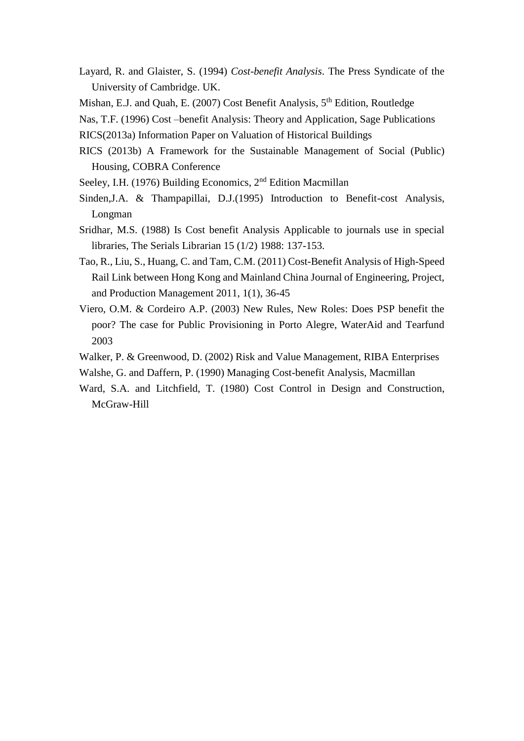Layard, R. and Glaister, S. (1994) *Cost-benefit Analysis*. The Press Syndicate of the University of Cambridge. UK.

Mishan, E.J. and Quah, E. (2007) Cost Benefit Analysis, 5th Edition, Routledge

Nas, T.F. (1996) Cost –benefit Analysis: Theory and Application, Sage Publications

RICS(2013a) Information Paper on Valuation of Historical Buildings

RICS (2013b) A Framework for the Sustainable Management of Social (Public) Housing, COBRA Conference

Seeley, I.H. (1976) Building Economics, 2nd Edition Macmillan

Sinden,J.A. & Thampapillai, D.J.(1995) Introduction to Benefit-cost Analysis, Longman

Sridhar, M.S. (1988) Is Cost benefit Analysis Applicable to journals use in special libraries, The Serials Librarian 15 (1/2) 1988: 137-153.

Tao, R., Liu, S., Huang, C. and Tam, C.M. (2011) Cost-Benefit Analysis of High-Speed Rail Link between Hong Kong and Mainland China Journal of Engineering, Project, and Production Management 2011, 1(1), 36-45

Viero, O.M. & Cordeiro A.P. (2003) New Rules, New Roles: Does PSP benefit the poor? The case for Public Provisioning in Porto Alegre, WaterAid and Tearfund 2003

Walker, P. & Greenwood, D. (2002) Risk and Value Management, RIBA Enterprises

Walshe, G. and Daffern, P. (1990) Managing Cost-benefit Analysis, Macmillan

Ward, S.A. and Litchfield, T. (1980) Cost Control in Design and Construction, McGraw-Hill